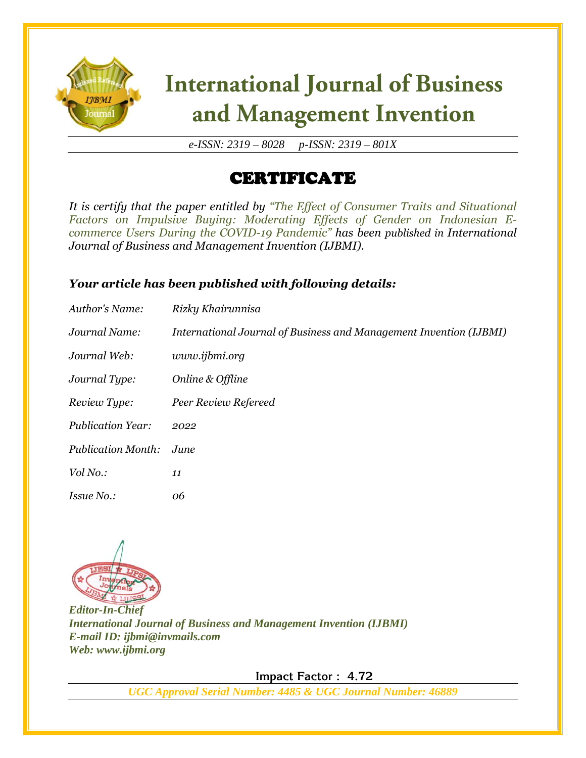# International Journal of Business and Management Invention

*e-ISSN: 2319 – 8028 p-ISSN: 2319 – 801X*

## CERTIFICATE

*It is certify that the paper entitled by "The Effect of Consumer Traits and Situational Factors on Impulsive Buying: Moderating Effects of Gender on Indonesian E-commerce Users During the COVID-19 Pandemic" has been published in International Journal of Business and Management Invention (IJBMI).*

***Your article has been published with following details:***

| | |
|---|---|
| *Author's Name:* | *Rizky Khairunnisa* |
| *Journal Name:* | *International Journal of Business and Management Invention (IJBMI)* |
| *Journal Web:* | *www.ijbmi.org* |
| *Journal Type:* | *Online & Offline* |
| *Review Type:* | *Peer Review Refereed* |
| *Publication Year:* | *2022* |
| *Publication Month:* | *June* |
| *Vol No.:* | *11* |
| *Issue No.:* | *06* |

***Editor-In-Chief***
***International Journal of Business and Management Invention (IJBMI)***
***E-mail ID: ijbmi@invmails.com***
***Web: www.ijbmi.org***

**Impact Factor : 4.72**

***UGC Approval Serial Number: 4485 & UGC Journal Number: 46889***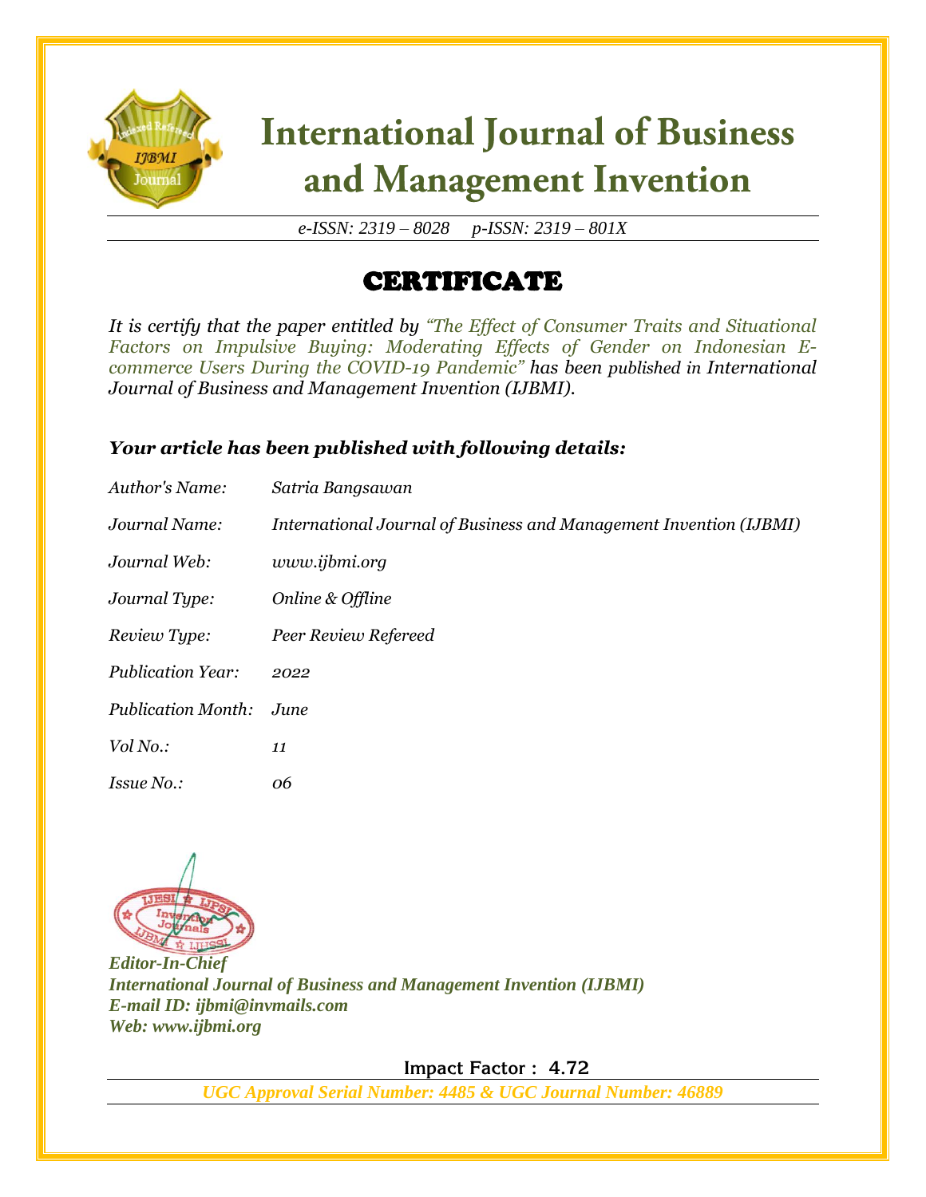# International Journal of Business and Management Invention

*e-ISSN: 2319 – 8028 p-ISSN: 2319 – 801X*

## CERTIFICATE

*It is certify that the paper entitled by "The Effect of Consumer Traits and Situational Factors on Impulsive Buying: Moderating Effects of Gender on Indonesian E-commerce Users During the COVID-19 Pandemic" has been published in International Journal of Business and Management Invention (IJBMI).*

***Your article has been published with following details:***

| | |
|---|---|
| *Author's Name:* | *Satria Bangsawan* |
| *Journal Name:* | *International Journal of Business and Management Invention (IJBMI)* |
| *Journal Web:* | *www.ijbmi.org* |
| *Journal Type:* | *Online & Offline* |
| *Review Type:* | *Peer Review Refereed* |
| *Publication Year:* | *2022* |
| *Publication Month:* | *June* |
| *Vol No.:* | *11* |
| *Issue No.:* | *06* |

***Editor-In-Chief***
***International Journal of Business and Management Invention (IJBMI)***
***E-mail ID: ijbmi@invmails.com***
***Web: www.ijbmi.org***

**Impact Factor : 4.72**

***UGC Approval Serial Number: 4485 & UGC Journal Number: 46889***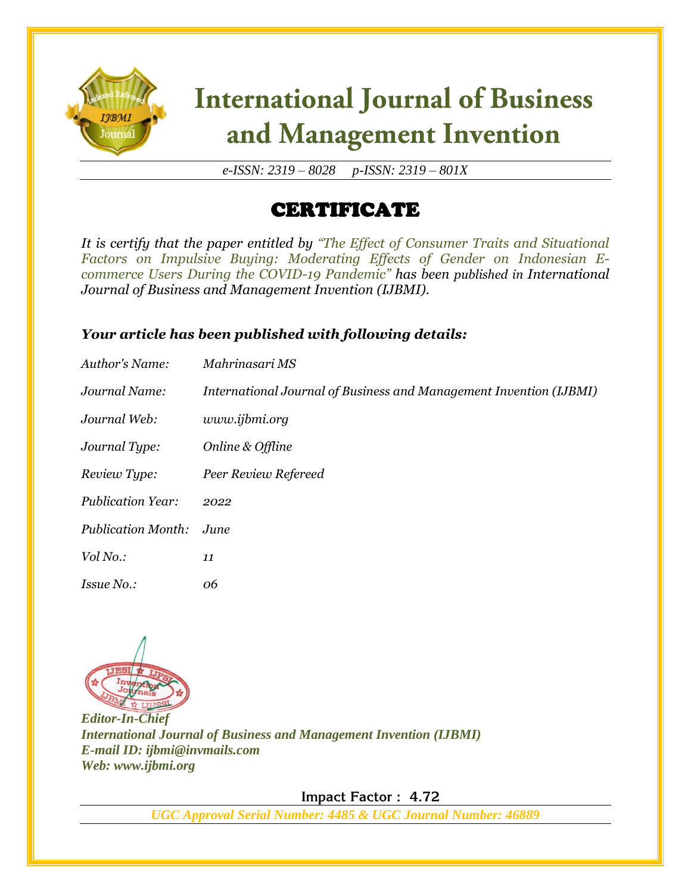# International Journal of Business and Management Invention

*e-ISSN: 2319 – 8028 p-ISSN: 2319 – 801X*

## CERTIFICATE

*It is certify that the paper entitled by "The Effect of Consumer Traits and Situational Factors on Impulsive Buying: Moderating Effects of Gender on Indonesian E-commerce Users During the COVID-19 Pandemic" has been published in International Journal of Business and Management Invention (IJBMI).*

### *Your article has been published with following details:*

| | |
|---|---|
| *Author's Name:* | *Mahrinasari MS* |
| *Journal Name:* | *International Journal of Business and Management Invention (IJBMI)* |
| *Journal Web:* | *www.ijbmi.org* |
| *Journal Type:* | *Online & Offline* |
| *Review Type:* | *Peer Review Refereed* |
| *Publication Year:* | *2022* |
| *Publication Month:* | *June* |
| *Vol No.:* | *11* |
| *Issue No.:* | *06* |

***Editor-In-Chief***
***International Journal of Business and Management Invention (IJBMI)***
***E-mail ID: ijbmi@invmails.com***
***Web: www.ijbmi.org***

**Impact Factor : 4.72**

*UGC Approval Serial Number: 4485 & UGC Journal Number: 46889*